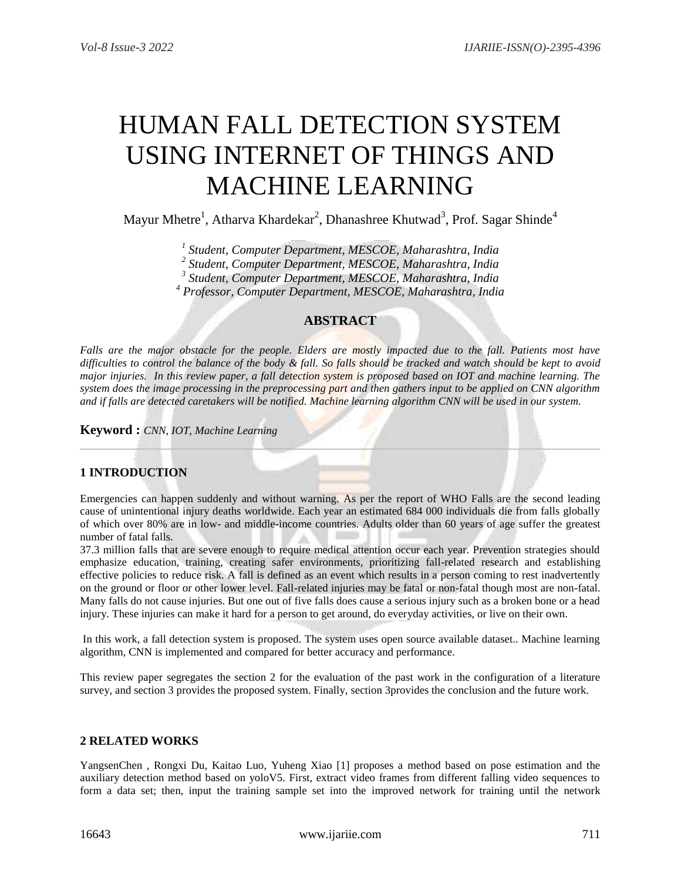# HUMAN FALL DETECTION SYSTEM USING INTERNET OF THINGS AND MACHINE LEARNING

Mayur Mhetre[1], Atharva Khardekar[2], Dhanashree Khutwad[3], Prof. Sagar Shinde[4]

[1] *Student, Computer Department, MESCOE, Maharashtra, India*
[2] *Student, Computer Department, MESCOE, Maharashtra, India*
[3] *Student, Computer Department, MESCOE, Maharashtra, India*
[4] *Professor, Computer Department, MESCOE, Maharashtra, India*

## ABSTRACT

*Falls are the major obstacle for the people. Elders are mostly impacted due to the fall. Patients most have difficulties to control the balance of the body & fall. So falls should be tracked and watch should be kept to avoid major injuries. In this review paper, a fall detection system is proposed based on IOT and machine learning. The system does the image processing in the preprocessing part and then gathers input to be applied on CNN algorithm and if falls are detected caretakers will be notified. Machine learning algorithm CNN will be used in our system.*

**Keyword :** *CNN, IOT, Machine Learning*

---

## 1 INTRODUCTION

Emergencies can happen suddenly and without warning. As per the report of WHO Falls are the second leading cause of unintentional injury deaths worldwide. Each year an estimated 684 000 individuals die from falls globally of which over 80% are in low- and middle-income countries. Adults older than 60 years of age suffer the greatest number of fatal falls.

37.3 million falls that are severe enough to require medical attention occur each year. Prevention strategies should emphasize education, training, creating safer environments, prioritizing fall-related research and establishing effective policies to reduce risk. A fall is defined as an event which results in a person coming to rest inadvertently on the ground or floor or other lower level. Fall-related injuries may be fatal or non-fatal though most are non-fatal. Many falls do not cause injuries. But one out of five falls does cause a serious injury such as a broken bone or a head injury. These injuries can make it hard for a person to get around, do everyday activities, or live on their own.

In this work, a fall detection system is proposed. The system uses open source available dataset.. Machine learning algorithm, CNN is implemented and compared for better accuracy and performance.

This review paper segregates the section 2 for the evaluation of the past work in the configuration of a literature survey, and section 3 provides the proposed system. Finally, section 3provides the conclusion and the future work.

## 2 RELATED WORKS

YangsenChen , Rongxi Du, Kaitao Luo, Yuheng Xiao [1] proposes a method based on pose estimation and the auxiliary detection method based on yoloV5. First, extract video frames from different falling video sequences to form a data set; then, input the training sample set into the improved network for training until the network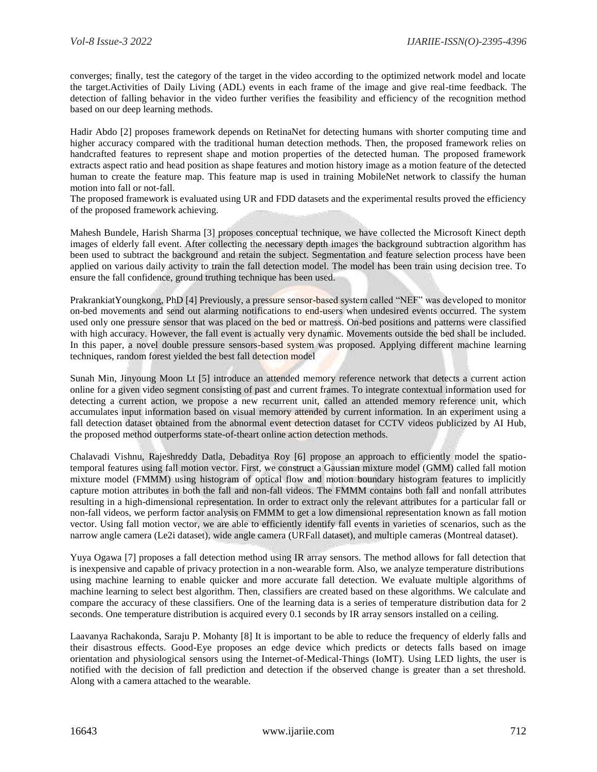converges; finally, test the category of the target in the video according to the optimized network model and locate the target.Activities of Daily Living (ADL) events in each frame of the image and give real-time feedback. The detection of falling behavior in the video further verifies the feasibility and efficiency of the recognition method based on our deep learning methods.

Hadir Abdo [2] proposes framework depends on RetinaNet for detecting humans with shorter computing time and higher accuracy compared with the traditional human detection methods. Then, the proposed framework relies on handcrafted features to represent shape and motion properties of the detected human. The proposed framework extracts aspect ratio and head position as shape features and motion history image as a motion feature of the detected human to create the feature map. This feature map is used in training MobileNet network to classify the human motion into fall or not-fall.
The proposed framework is evaluated using UR and FDD datasets and the experimental results proved the efficiency of the proposed framework achieving.

Mahesh Bundele, Harish Sharma [3] proposes conceptual technique, we have collected the Microsoft Kinect depth images of elderly fall event. After collecting the necessary depth images the background subtraction algorithm has been used to subtract the background and retain the subject. Segmentation and feature selection process have been applied on various daily activity to train the fall detection model. The model has been train using decision tree. To ensure the fall confidence, ground truthing technique has been used.

PrakrankiatYoungkong, PhD [4] Previously, a pressure sensor-based system called "NEF" was developed to monitor on-bed movements and send out alarming notifications to end-users when undesired events occurred. The system used only one pressure sensor that was placed on the bed or mattress. On-bed positions and patterns were classified with high accuracy. However, the fall event is actually very dynamic. Movements outside the bed shall be included. In this paper, a novel double pressure sensors-based system was proposed. Applying different machine learning techniques, random forest yielded the best fall detection model

Sunah Min, Jinyoung Moon Lt [5] introduce an attended memory reference network that detects a current action online for a given video segment consisting of past and current frames. To integrate contextual information used for detecting a current action, we propose a new recurrent unit, called an attended memory reference unit, which accumulates input information based on visual memory attended by current information. In an experiment using a fall detection dataset obtained from the abnormal event detection dataset for CCTV videos publicized by AI Hub, the proposed method outperforms state-of-theart online action detection methods.

Chalavadi Vishnu, Rajeshreddy Datla, Debaditya Roy [6] propose an approach to efficiently model the spatio-temporal features using fall motion vector. First, we construct a Gaussian mixture model (GMM) called fall motion mixture model (FMMM) using histogram of optical flow and motion boundary histogram features to implicitly capture motion attributes in both the fall and non-fall videos. The FMMM contains both fall and nonfall attributes resulting in a high-dimensional representation. In order to extract only the relevant attributes for a particular fall or non-fall videos, we perform factor analysis on FMMM to get a low dimensional representation known as fall motion vector. Using fall motion vector, we are able to efficiently identify fall events in varieties of scenarios, such as the narrow angle camera (Le2i dataset), wide angle camera (URFall dataset), and multiple cameras (Montreal dataset).

Yuya Ogawa [7] proposes a fall detection method using IR array sensors. The method allows for fall detection that is inexpensive and capable of privacy protection in a non-wearable form. Also, we analyze temperature distributions using machine learning to enable quicker and more accurate fall detection. We evaluate multiple algorithms of machine learning to select best algorithm. Then, classifiers are created based on these algorithms. We calculate and compare the accuracy of these classifiers. One of the learning data is a series of temperature distribution data for 2 seconds. One temperature distribution is acquired every 0.1 seconds by IR array sensors installed on a ceiling.

Laavanya Rachakonda, Saraju P. Mohanty [8] It is important to be able to reduce the frequency of elderly falls and their disastrous effects. Good-Eye proposes an edge device which predicts or detects falls based on image orientation and physiological sensors using the Internet-of-Medical-Things (IoMT). Using LED lights, the user is notified with the decision of fall prediction and detection if the observed change is greater than a set threshold. Along with a camera attached to the wearable.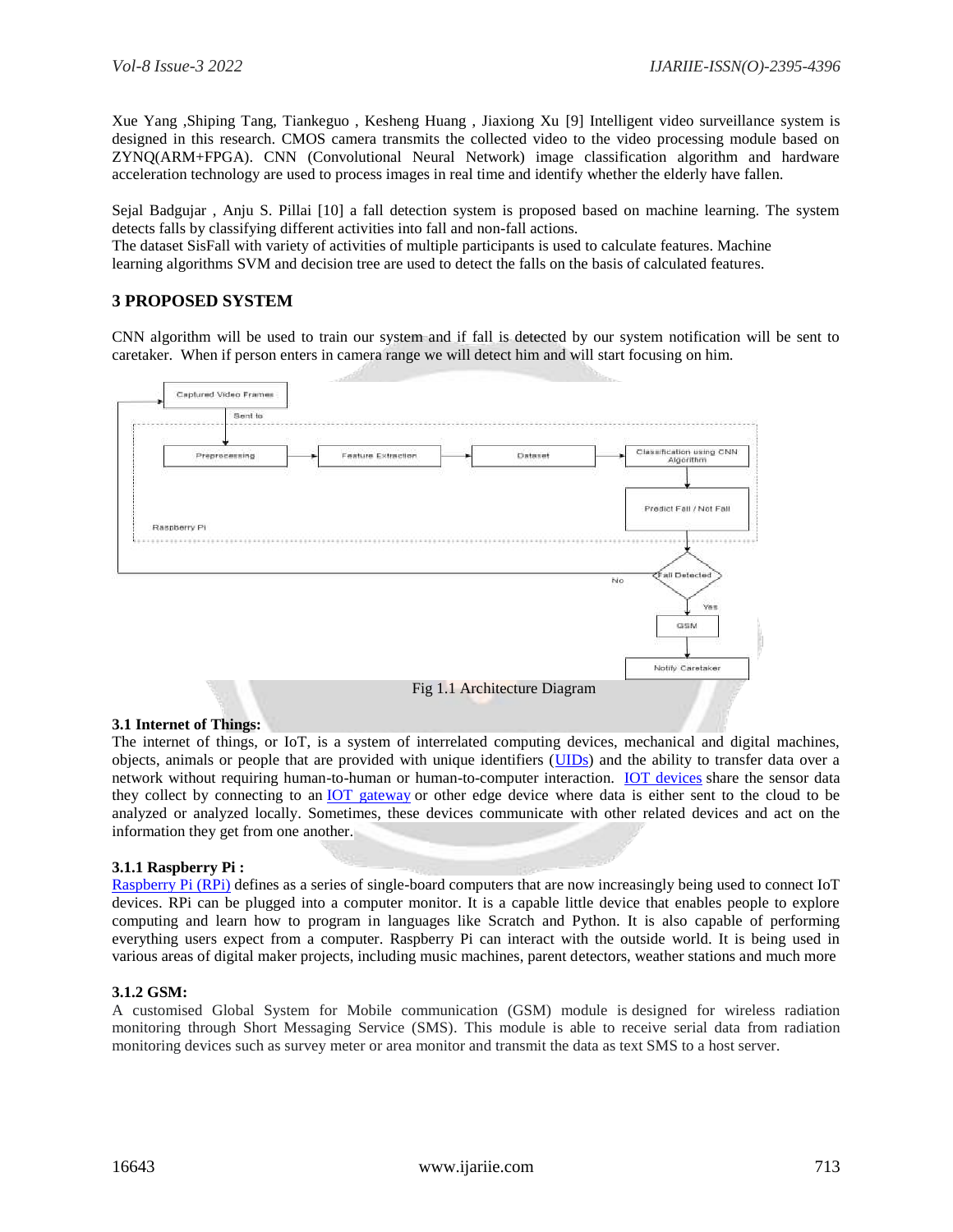Xue Yang ,Shiping Tang, Tiankeguo , Kesheng Huang , Jiaxiong Xu [9] Intelligent video surveillance system is designed in this research. CMOS camera transmits the collected video to the video processing module based on ZYNQ(ARM+FPGA). CNN (Convolutional Neural Network) image classification algorithm and hardware acceleration technology are used to process images in real time and identify whether the elderly have fallen.

Sejal Badgujar , Anju S. Pillai [10] a fall detection system is proposed based on machine learning. The system detects falls by classifying different activities into fall and non-fall actions.
The dataset SisFall with variety of activities of multiple participants is used to calculate features. Machine learning algorithms SVM and decision tree are used to detect the falls on the basis of calculated features.

## 3 PROPOSED SYSTEM

CNN algorithm will be used to train our system and if fall is detected by our system notification will be sent to caretaker. When if person enters in camera range we will detect him and will start focusing on him.

Captured Video Frames → Sent to → [Raspberry Pi: Preprocessing → Feature Extraction → Dataset → Classification using CNN Algorithm → Predict Fall / Not Fall] → Fall Detected? No → Captured Video Frames; Yes → GSM → Notify Caretaker

Fig 1.1 Architecture Diagram

### 3.1 Internet of Things:

The internet of things, or IoT, is a system of interrelated computing devices, mechanical and digital machines, objects, animals or people that are provided with unique identifiers (UIDs) and the ability to transfer data over a network without requiring human-to-human or human-to-computer interaction. IOT devices share the sensor data they collect by connecting to an IOT gateway or other edge device where data is either sent to the cloud to be analyzed or analyzed locally. Sometimes, these devices communicate with other related devices and act on the information they get from one another.

#### 3.1.1 Raspberry Pi :

Raspberry Pi (RPi) defines as a series of single-board computers that are now increasingly being used to connect IoT devices. RPi can be plugged into a computer monitor. It is a capable little device that enables people to explore computing and learn how to program in languages like Scratch and Python. It is also capable of performing everything users expect from a computer. Raspberry Pi can interact with the outside world. It is being used in various areas of digital maker projects, including music machines, parent detectors, weather stations and much more

#### 3.1.2 GSM:

A customised Global System for Mobile communication (GSM) module is designed for wireless radiation monitoring through Short Messaging Service (SMS). This module is able to receive serial data from radiation monitoring devices such as survey meter or area monitor and transmit the data as text SMS to a host server.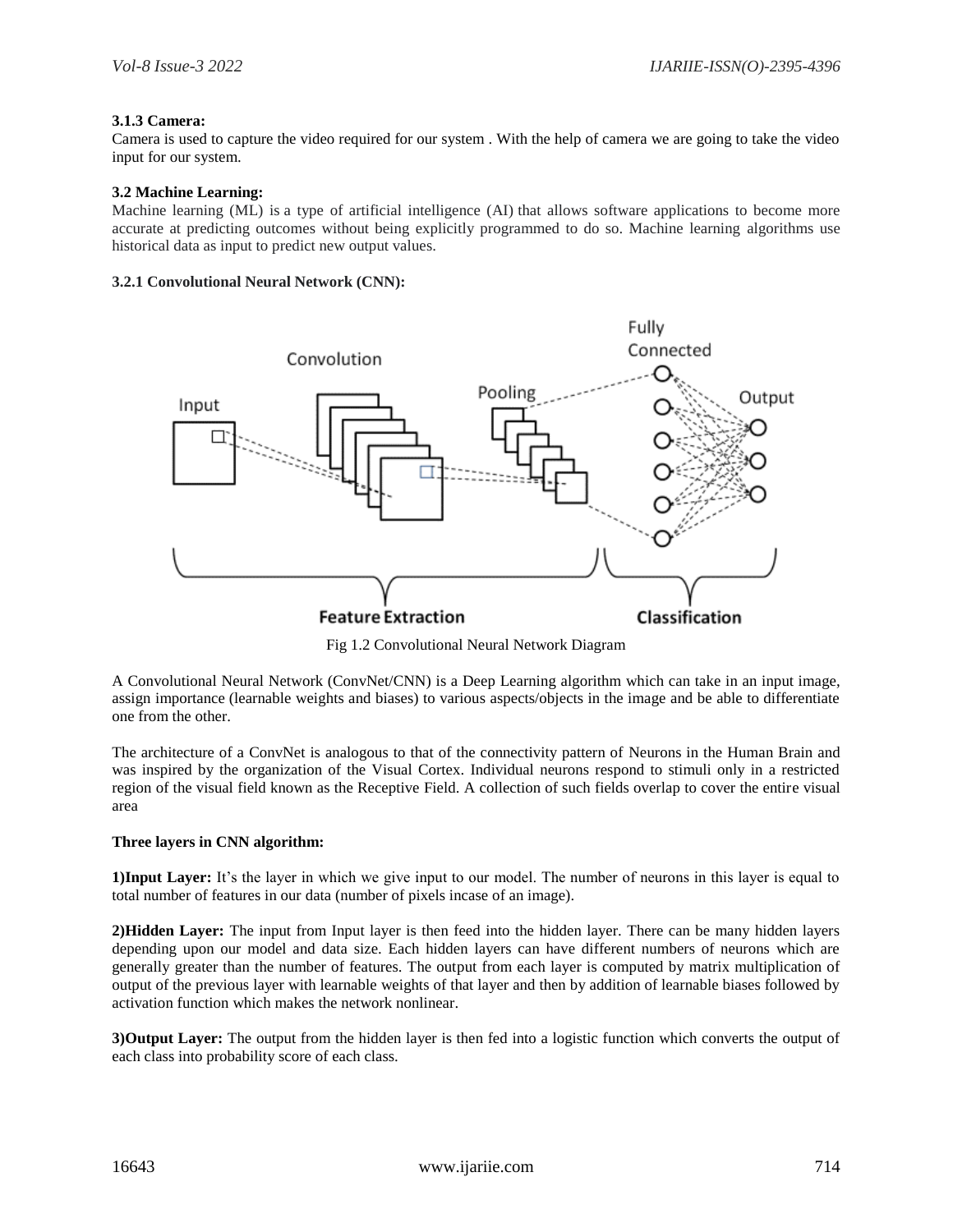### 3.1.3 Camera:

Camera is used to capture the video required for our system . With the help of camera we are going to take the video input for our system.

### 3.2 Machine Learning:

Machine learning (ML) is a type of artificial intelligence (AI) that allows software applications to become more accurate at predicting outcomes without being explicitly programmed to do so. Machine learning algorithms use historical data as input to predict new output values.

#### 3.2.1 Convolutional Neural Network (CNN):

Fig 1.2 Convolutional Neural Network Diagram

A Convolutional Neural Network (ConvNet/CNN) is a Deep Learning algorithm which can take in an input image, assign importance (learnable weights and biases) to various aspects/objects in the image and be able to differentiate one from the other.

The architecture of a ConvNet is analogous to that of the connectivity pattern of Neurons in the Human Brain and was inspired by the organization of the Visual Cortex. Individual neurons respond to stimuli only in a restricted region of the visual field known as the Receptive Field. A collection of such fields overlap to cover the entire visual area

**Three layers in CNN algorithm:**

**1)Input Layer:** It's the layer in which we give input to our model. The number of neurons in this layer is equal to total number of features in our data (number of pixels incase of an image).

**2)Hidden Layer:** The input from Input layer is then feed into the hidden layer. There can be many hidden layers depending upon our model and data size. Each hidden layers can have different numbers of neurons which are generally greater than the number of features. The output from each layer is computed by matrix multiplication of output of the previous layer with learnable weights of that layer and then by addition of learnable biases followed by activation function which makes the network nonlinear.

**3)Output Layer:** The output from the hidden layer is then fed into a logistic function which converts the output of each class into probability score of each class.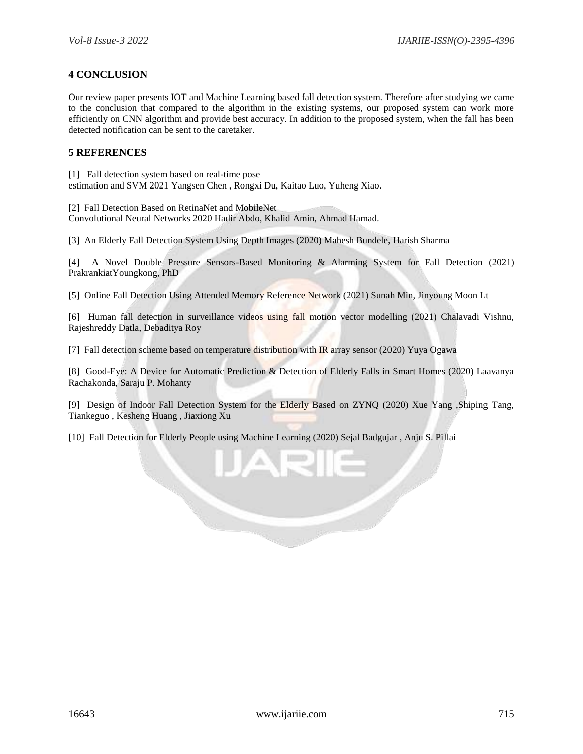## 4 CONCLUSION

Our review paper presents IOT and Machine Learning based fall detection system. Therefore after studying we came to the conclusion that compared to the algorithm in the existing systems, our proposed system can work more efficiently on CNN algorithm and provide best accuracy. In addition to the proposed system, when the fall has been detected notification can be sent to the caretaker.

## 5 REFERENCES

[1] Fall detection system based on real-time pose estimation and SVM 2021 Yangsen Chen , Rongxi Du, Kaitao Luo, Yuheng Xiao.

[2] Fall Detection Based on RetinaNet and MobileNet Convolutional Neural Networks 2020 Hadir Abdo, Khalid Amin, Ahmad Hamad.

[3] An Elderly Fall Detection System Using Depth Images (2020) Mahesh Bundele, Harish Sharma

[4] A Novel Double Pressure Sensors-Based Monitoring & Alarming System for Fall Detection (2021) PrakrankiatYoungkong, PhD

[5] Online Fall Detection Using Attended Memory Reference Network (2021) Sunah Min, Jinyoung Moon Lt

[6] Human fall detection in surveillance videos using fall motion vector modelling (2021) Chalavadi Vishnu, Rajeshreddy Datla, Debaditya Roy

[7] Fall detection scheme based on temperature distribution with IR array sensor (2020) Yuya Ogawa

[8] Good-Eye: A Device for Automatic Prediction & Detection of Elderly Falls in Smart Homes (2020) Laavanya Rachakonda, Saraju P. Mohanty

[9] Design of Indoor Fall Detection System for the Elderly Based on ZYNQ (2020) Xue Yang ,Shiping Tang, Tiankeguo , Kesheng Huang , Jiaxiong Xu

[10] Fall Detection for Elderly People using Machine Learning (2020) Sejal Badgujar , Anju S. Pillai